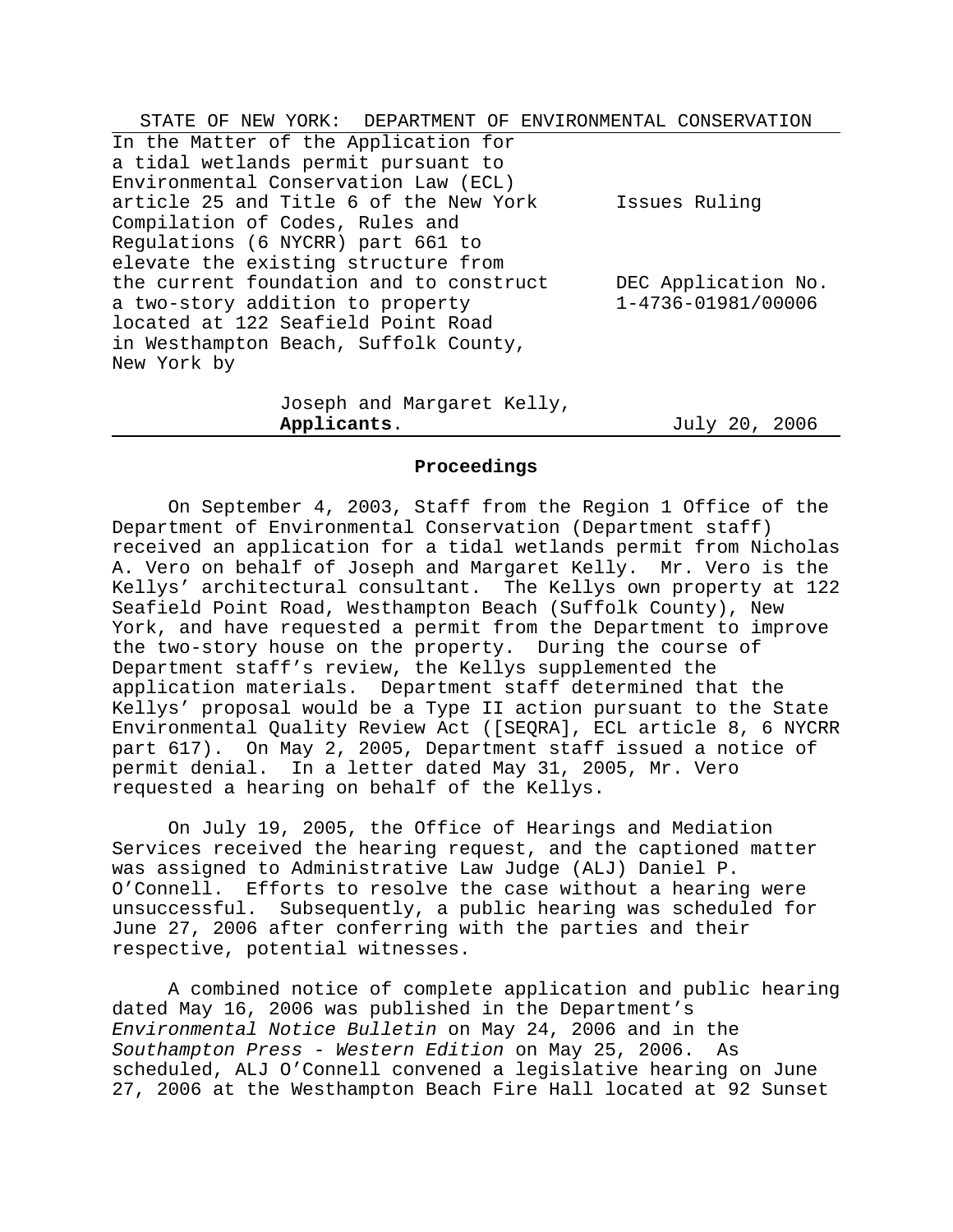STATE OF NEW YORK: DEPARTMENT OF ENVIRONMENTAL CONSERVATION

| | |
|---|---|
| In the Matter of the Application for a tidal wetlands permit pursuant to Environmental Conservation Law (ECL) article 25 and Title 6 of the New York Compilation of Codes, Rules and Regulations (6 NYCRR) part 661 to elevate the existing structure from the current foundation and to construct a two-story addition to property located at 122 Seafield Point Road in Westhampton Beach, Suffolk County, New York by | Issues Ruling<br><br>DEC Application No. 1-4736-01981/00006 |
| Joseph and Margaret Kelly, **Applicants**. | July 20, 2006 |

## Proceedings

On September 4, 2003, Staff from the Region 1 Office of the Department of Environmental Conservation (Department staff) received an application for a tidal wetlands permit from Nicholas A. Vero on behalf of Joseph and Margaret Kelly. Mr. Vero is the Kellys' architectural consultant. The Kellys own property at 122 Seafield Point Road, Westhampton Beach (Suffolk County), New York, and have requested a permit from the Department to improve the two-story house on the property. During the course of Department staff's review, the Kellys supplemented the application materials. Department staff determined that the Kellys' proposal would be a Type II action pursuant to the State Environmental Quality Review Act ([SEQRA], ECL article 8, 6 NYCRR part 617). On May 2, 2005, Department staff issued a notice of permit denial. In a letter dated May 31, 2005, Mr. Vero requested a hearing on behalf of the Kellys.

On July 19, 2005, the Office of Hearings and Mediation Services received the hearing request, and the captioned matter was assigned to Administrative Law Judge (ALJ) Daniel P. O'Connell. Efforts to resolve the case without a hearing were unsuccessful. Subsequently, a public hearing was scheduled for June 27, 2006 after conferring with the parties and their respective, potential witnesses.

A combined notice of complete application and public hearing dated May 16, 2006 was published in the Department's *Environmental Notice Bulletin* on May 24, 2006 and in the *Southampton Press - Western Edition* on May 25, 2006. As scheduled, ALJ O'Connell convened a legislative hearing on June 27, 2006 at the Westhampton Beach Fire Hall located at 92 Sunset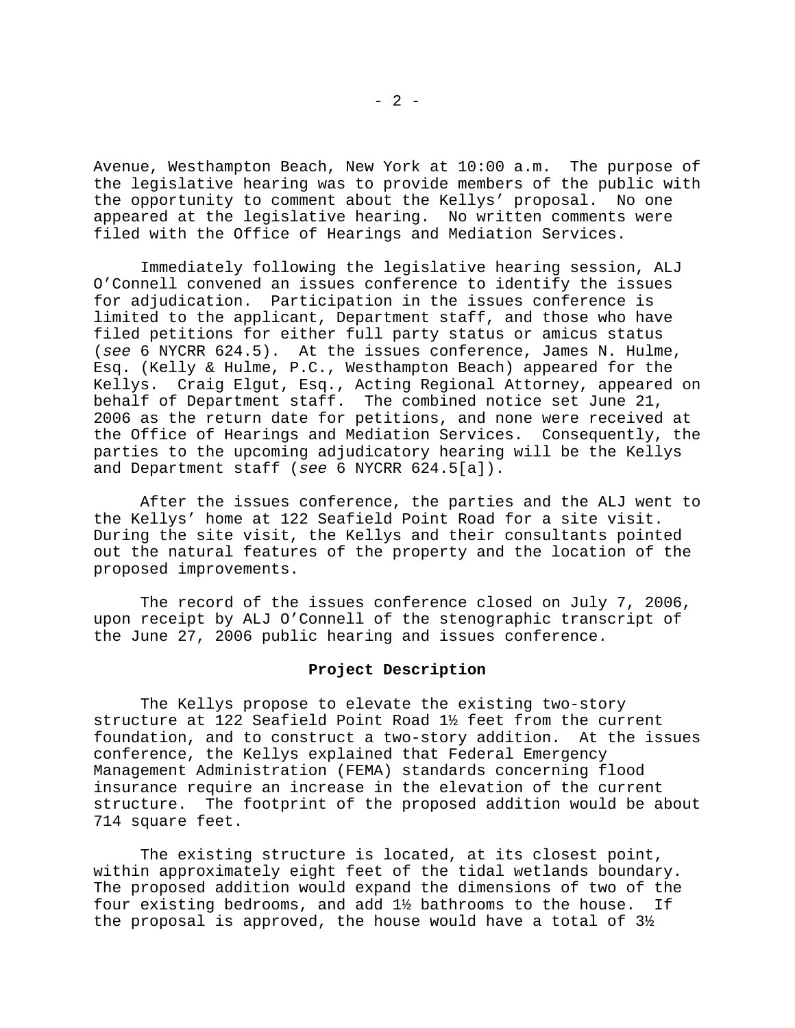Avenue, Westhampton Beach, New York at 10:00 a.m. The purpose of the legislative hearing was to provide members of the public with the opportunity to comment about the Kellys' proposal. No one appeared at the legislative hearing. No written comments were filed with the Office of Hearings and Mediation Services.

Immediately following the legislative hearing session, ALJ O'Connell convened an issues conference to identify the issues for adjudication. Participation in the issues conference is limited to the applicant, Department staff, and those who have filed petitions for either full party status or amicus status (*see* 6 NYCRR 624.5). At the issues conference, James N. Hulme, Esq. (Kelly & Hulme, P.C., Westhampton Beach) appeared for the Kellys. Craig Elgut, Esq., Acting Regional Attorney, appeared on behalf of Department staff. The combined notice set June 21, 2006 as the return date for petitions, and none were received at the Office of Hearings and Mediation Services. Consequently, the parties to the upcoming adjudicatory hearing will be the Kellys and Department staff (*see* 6 NYCRR 624.5[a]).

After the issues conference, the parties and the ALJ went to the Kellys' home at 122 Seafield Point Road for a site visit. During the site visit, the Kellys and their consultants pointed out the natural features of the property and the location of the proposed improvements.

The record of the issues conference closed on July 7, 2006, upon receipt by ALJ O'Connell of the stenographic transcript of the June 27, 2006 public hearing and issues conference.

## Project Description

The Kellys propose to elevate the existing two-story structure at 122 Seafield Point Road 1½ feet from the current foundation, and to construct a two-story addition. At the issues conference, the Kellys explained that Federal Emergency Management Administration (FEMA) standards concerning flood insurance require an increase in the elevation of the current structure. The footprint of the proposed addition would be about 714 square feet.

The existing structure is located, at its closest point, within approximately eight feet of the tidal wetlands boundary. The proposed addition would expand the dimensions of two of the four existing bedrooms, and add 1½ bathrooms to the house. If the proposal is approved, the house would have a total of 3½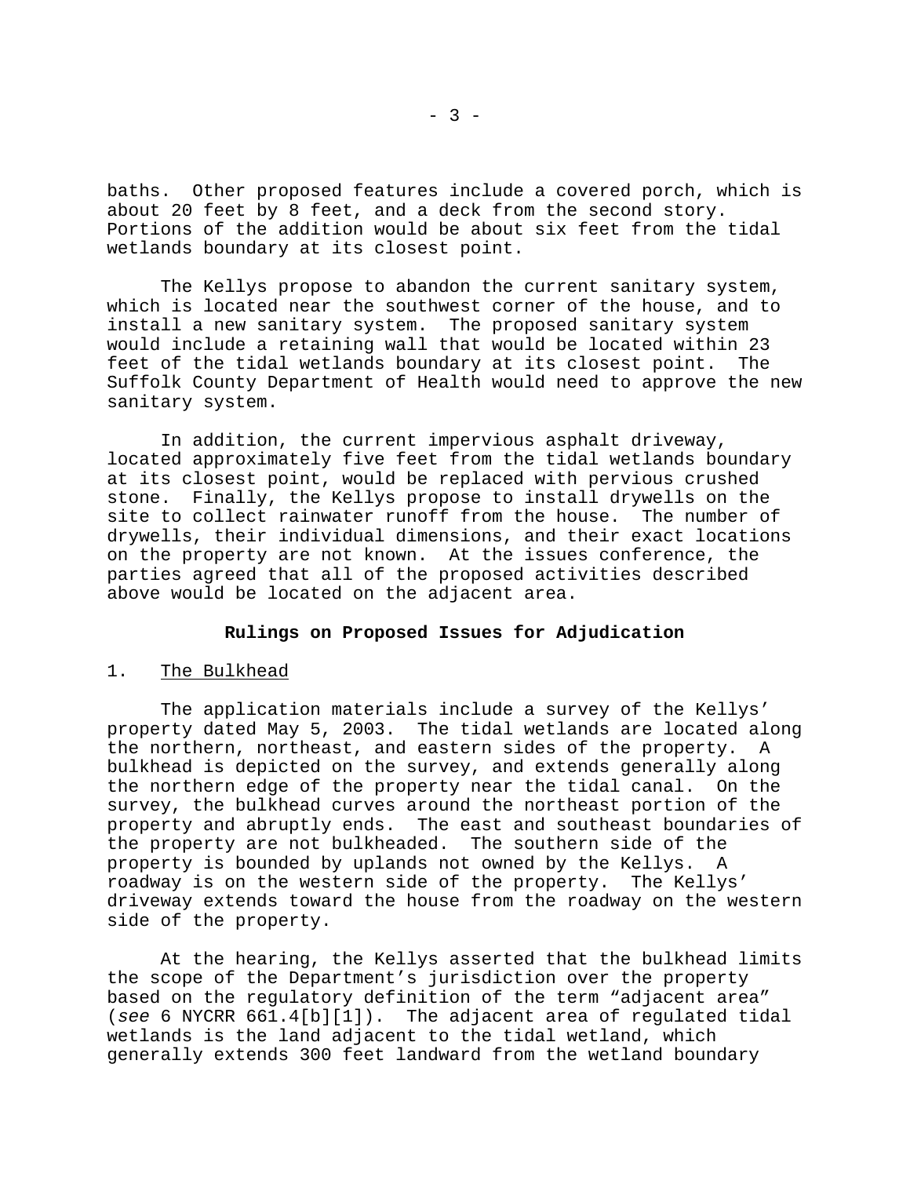baths. Other proposed features include a covered porch, which is about 20 feet by 8 feet, and a deck from the second story. Portions of the addition would be about six feet from the tidal wetlands boundary at its closest point.

The Kellys propose to abandon the current sanitary system, which is located near the southwest corner of the house, and to install a new sanitary system. The proposed sanitary system would include a retaining wall that would be located within 23 feet of the tidal wetlands boundary at its closest point. The Suffolk County Department of Health would need to approve the new sanitary system.

In addition, the current impervious asphalt driveway, located approximately five feet from the tidal wetlands boundary at its closest point, would be replaced with pervious crushed stone. Finally, the Kellys propose to install drywells on the site to collect rainwater runoff from the house. The number of drywells, their individual dimensions, and their exact locations on the property are not known. At the issues conference, the parties agreed that all of the proposed activities described above would be located on the adjacent area.

## Rulings on Proposed Issues for Adjudication

1. The Bulkhead

The application materials include a survey of the Kellys' property dated May 5, 2003. The tidal wetlands are located along the northern, northeast, and eastern sides of the property. A bulkhead is depicted on the survey, and extends generally along the northern edge of the property near the tidal canal. On the survey, the bulkhead curves around the northeast portion of the property and abruptly ends. The east and southeast boundaries of the property are not bulkheaded. The southern side of the property is bounded by uplands not owned by the Kellys. A roadway is on the western side of the property. The Kellys' driveway extends toward the house from the roadway on the western side of the property.

At the hearing, the Kellys asserted that the bulkhead limits the scope of the Department's jurisdiction over the property based on the regulatory definition of the term "adjacent area" (*see* 6 NYCRR 661.4[b][1]). The adjacent area of regulated tidal wetlands is the land adjacent to the tidal wetland, which generally extends 300 feet landward from the wetland boundary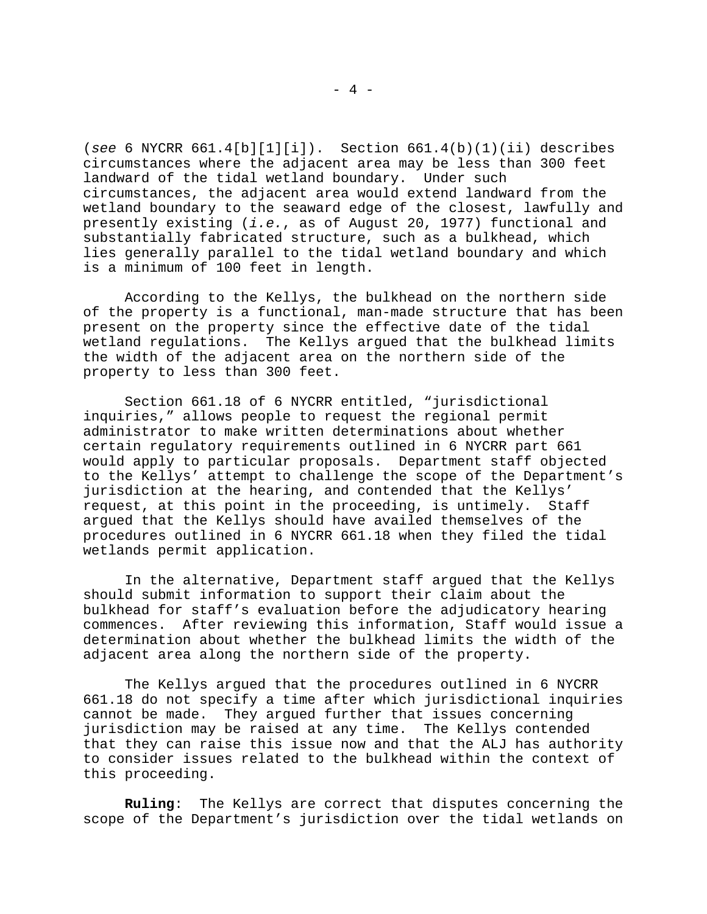(*see* 6 NYCRR 661.4[b][1][i]). Section 661.4(b)(1)(ii) describes circumstances where the adjacent area may be less than 300 feet landward of the tidal wetland boundary. Under such circumstances, the adjacent area would extend landward from the wetland boundary to the seaward edge of the closest, lawfully and presently existing (*i.e.*, as of August 20, 1977) functional and substantially fabricated structure, such as a bulkhead, which lies generally parallel to the tidal wetland boundary and which is a minimum of 100 feet in length.

According to the Kellys, the bulkhead on the northern side of the property is a functional, man-made structure that has been present on the property since the effective date of the tidal wetland regulations. The Kellys argued that the bulkhead limits the width of the adjacent area on the northern side of the property to less than 300 feet.

Section 661.18 of 6 NYCRR entitled, "jurisdictional inquiries," allows people to request the regional permit administrator to make written determinations about whether certain regulatory requirements outlined in 6 NYCRR part 661 would apply to particular proposals. Department staff objected to the Kellys' attempt to challenge the scope of the Department's jurisdiction at the hearing, and contended that the Kellys' request, at this point in the proceeding, is untimely. Staff argued that the Kellys should have availed themselves of the procedures outlined in 6 NYCRR 661.18 when they filed the tidal wetlands permit application.

In the alternative, Department staff argued that the Kellys should submit information to support their claim about the bulkhead for staff's evaluation before the adjudicatory hearing commences. After reviewing this information, Staff would issue a determination about whether the bulkhead limits the width of the adjacent area along the northern side of the property.

The Kellys argued that the procedures outlined in 6 NYCRR 661.18 do not specify a time after which jurisdictional inquiries cannot be made. They argued further that issues concerning jurisdiction may be raised at any time. The Kellys contended that they can raise this issue now and that the ALJ has authority to consider issues related to the bulkhead within the context of this proceeding.

**Ruling**: The Kellys are correct that disputes concerning the scope of the Department's jurisdiction over the tidal wetlands on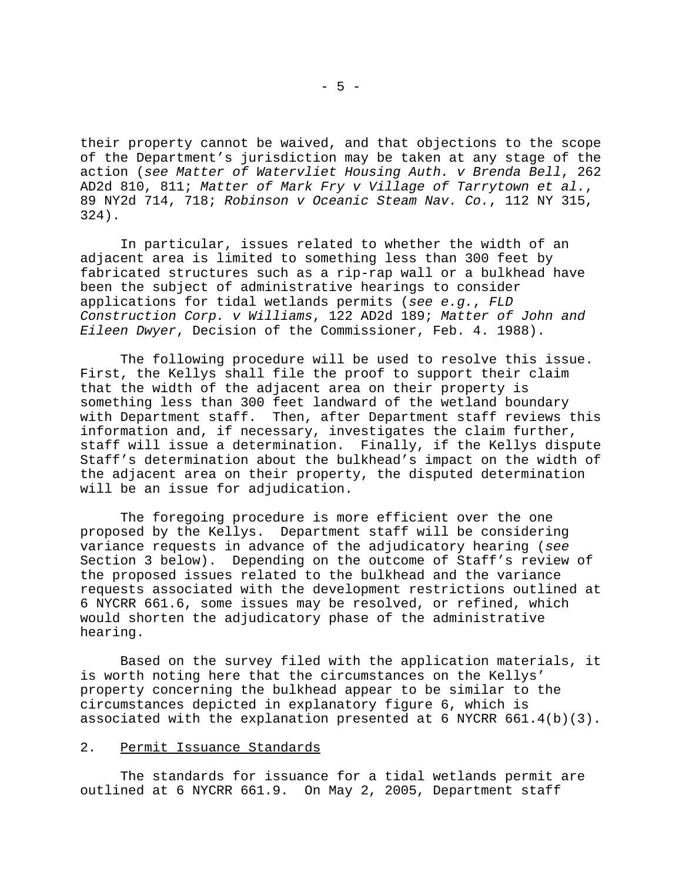their property cannot be waived, and that objections to the scope of the Department's jurisdiction may be taken at any stage of the action (*see Matter of Watervliet Housing Auth. v Brenda Bell*, 262 AD2d 810, 811; *Matter of Mark Fry v Village of Tarrytown et al.*, 89 NY2d 714, 718; *Robinson v Oceanic Steam Nav. Co.*, 112 NY 315, 324).

In particular, issues related to whether the width of an adjacent area is limited to something less than 300 feet by fabricated structures such as a rip-rap wall or a bulkhead have been the subject of administrative hearings to consider applications for tidal wetlands permits (*see e.g.*, *FLD Construction Corp. v Williams*, 122 AD2d 189; *Matter of John and Eileen Dwyer*, Decision of the Commissioner, Feb. 4. 1988).

The following procedure will be used to resolve this issue. First, the Kellys shall file the proof to support their claim that the width of the adjacent area on their property is something less than 300 feet landward of the wetland boundary with Department staff. Then, after Department staff reviews this information and, if necessary, investigates the claim further, staff will issue a determination. Finally, if the Kellys dispute Staff's determination about the bulkhead's impact on the width of the adjacent area on their property, the disputed determination will be an issue for adjudication.

The foregoing procedure is more efficient over the one proposed by the Kellys. Department staff will be considering variance requests in advance of the adjudicatory hearing (*see* Section 3 below). Depending on the outcome of Staff's review of the proposed issues related to the bulkhead and the variance requests associated with the development restrictions outlined at 6 NYCRR 661.6, some issues may be resolved, or refined, which would shorten the adjudicatory phase of the administrative hearing.

Based on the survey filed with the application materials, it is worth noting here that the circumstances on the Kellys' property concerning the bulkhead appear to be similar to the circumstances depicted in explanatory figure 6, which is associated with the explanation presented at 6 NYCRR 661.4(b)(3).

## 2. Permit Issuance Standards

The standards for issuance for a tidal wetlands permit are outlined at 6 NYCRR 661.9. On May 2, 2005, Department staff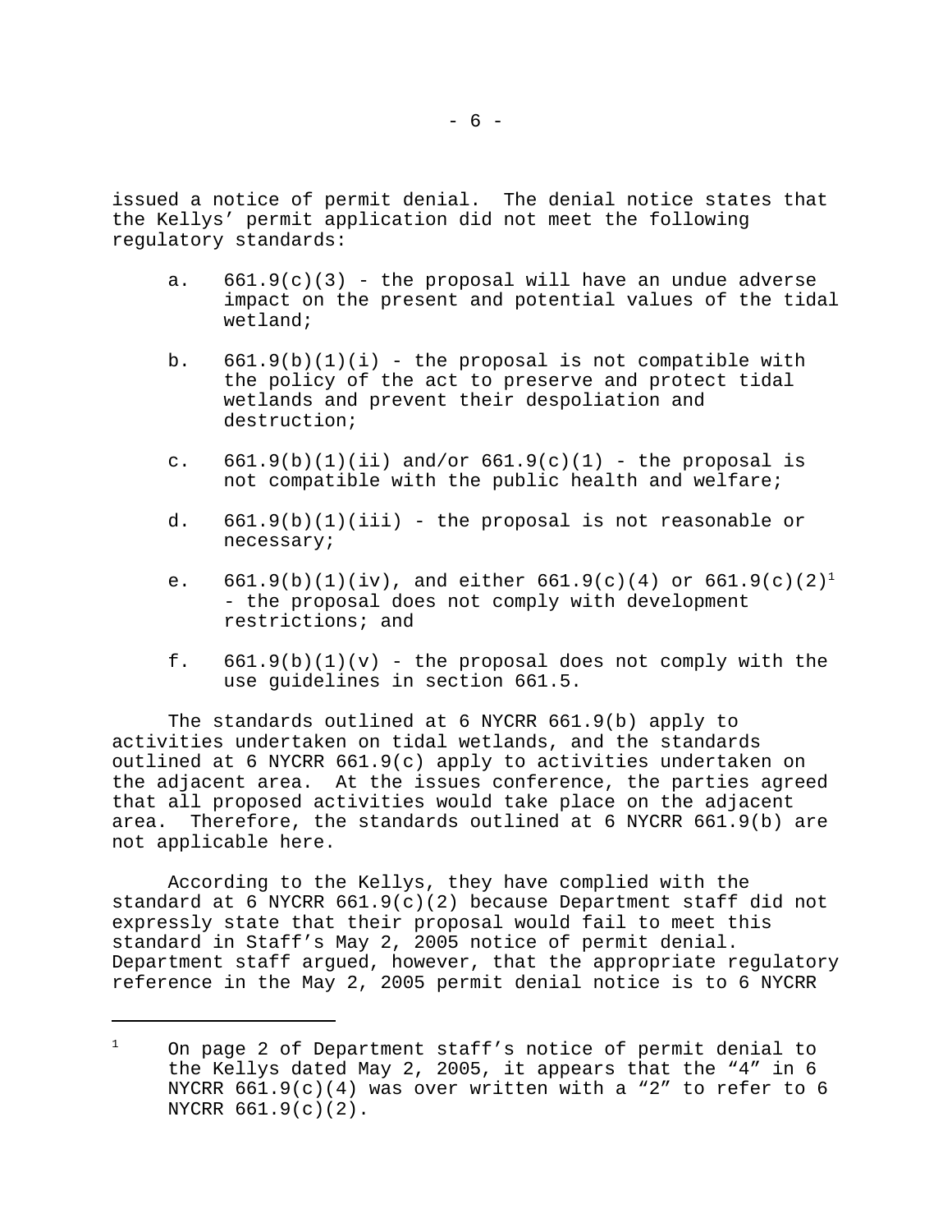issued a notice of permit denial. The denial notice states that the Kellys' permit application did not meet the following regulatory standards:

a. 661.9(c)(3) - the proposal will have an undue adverse impact on the present and potential values of the tidal wetland;

b. 661.9(b)(1)(i) - the proposal is not compatible with the policy of the act to preserve and protect tidal wetlands and prevent their despoliation and destruction;

c. 661.9(b)(1)(ii) and/or 661.9(c)(1) - the proposal is not compatible with the public health and welfare;

d. 661.9(b)(1)(iii) - the proposal is not reasonable or necessary;

e. 661.9(b)(1)(iv), and either 661.9(c)(4) or 661.9(c)(2)[1] - the proposal does not comply with development restrictions; and

f. 661.9(b)(1)(v) - the proposal does not comply with the use guidelines in section 661.5.

The standards outlined at 6 NYCRR 661.9(b) apply to activities undertaken on tidal wetlands, and the standards outlined at 6 NYCRR 661.9(c) apply to activities undertaken on the adjacent area. At the issues conference, the parties agreed that all proposed activities would take place on the adjacent area. Therefore, the standards outlined at 6 NYCRR 661.9(b) are not applicable here.

According to the Kellys, they have complied with the standard at 6 NYCRR 661.9(c)(2) because Department staff did not expressly state that their proposal would fail to meet this standard in Staff's May 2, 2005 notice of permit denial. Department staff argued, however, that the appropriate regulatory reference in the May 2, 2005 permit denial notice is to 6 NYCRR

---

[1] On page 2 of Department staff's notice of permit denial to the Kellys dated May 2, 2005, it appears that the "4" in 6 NYCRR 661.9(c)(4) was over written with a "2" to refer to 6 NYCRR 661.9(c)(2).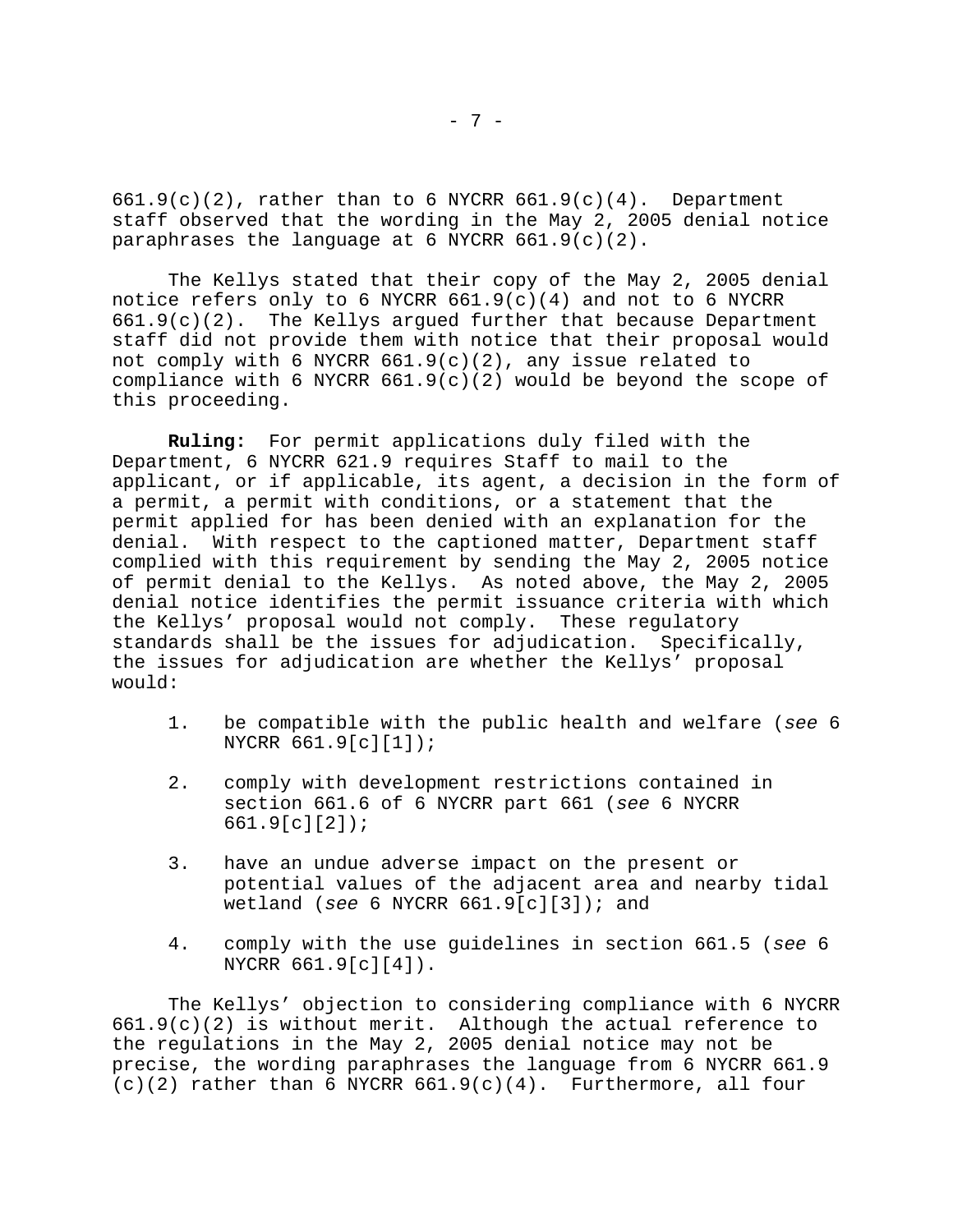661.9(c)(2), rather than to 6 NYCRR 661.9(c)(4). Department staff observed that the wording in the May 2, 2005 denial notice paraphrases the language at 6 NYCRR 661.9(c)(2).

The Kellys stated that their copy of the May 2, 2005 denial notice refers only to 6 NYCRR 661.9(c)(4) and not to 6 NYCRR 661.9(c)(2). The Kellys argued further that because Department staff did not provide them with notice that their proposal would not comply with 6 NYCRR 661.9(c)(2), any issue related to compliance with 6 NYCRR 661.9(c)(2) would be beyond the scope of this proceeding.

**Ruling:** For permit applications duly filed with the Department, 6 NYCRR 621.9 requires Staff to mail to the applicant, or if applicable, its agent, a decision in the form of a permit, a permit with conditions, or a statement that the permit applied for has been denied with an explanation for the denial. With respect to the captioned matter, Department staff complied with this requirement by sending the May 2, 2005 notice of permit denial to the Kellys. As noted above, the May 2, 2005 denial notice identifies the permit issuance criteria with which the Kellys' proposal would not comply. These regulatory standards shall be the issues for adjudication. Specifically, the issues for adjudication are whether the Kellys' proposal would:

1. be compatible with the public health and welfare (*see* 6 NYCRR 661.9[c][1]);

2. comply with development restrictions contained in section 661.6 of 6 NYCRR part 661 (*see* 6 NYCRR 661.9[c][2]);

3. have an undue adverse impact on the present or potential values of the adjacent area and nearby tidal wetland (*see* 6 NYCRR 661.9[c][3]); and

4. comply with the use guidelines in section 661.5 (*see* 6 NYCRR 661.9[c][4]).

The Kellys' objection to considering compliance with 6 NYCRR 661.9(c)(2) is without merit. Although the actual reference to the regulations in the May 2, 2005 denial notice may not be precise, the wording paraphrases the language from 6 NYCRR 661.9 (c)(2) rather than 6 NYCRR 661.9(c)(4). Furthermore, all four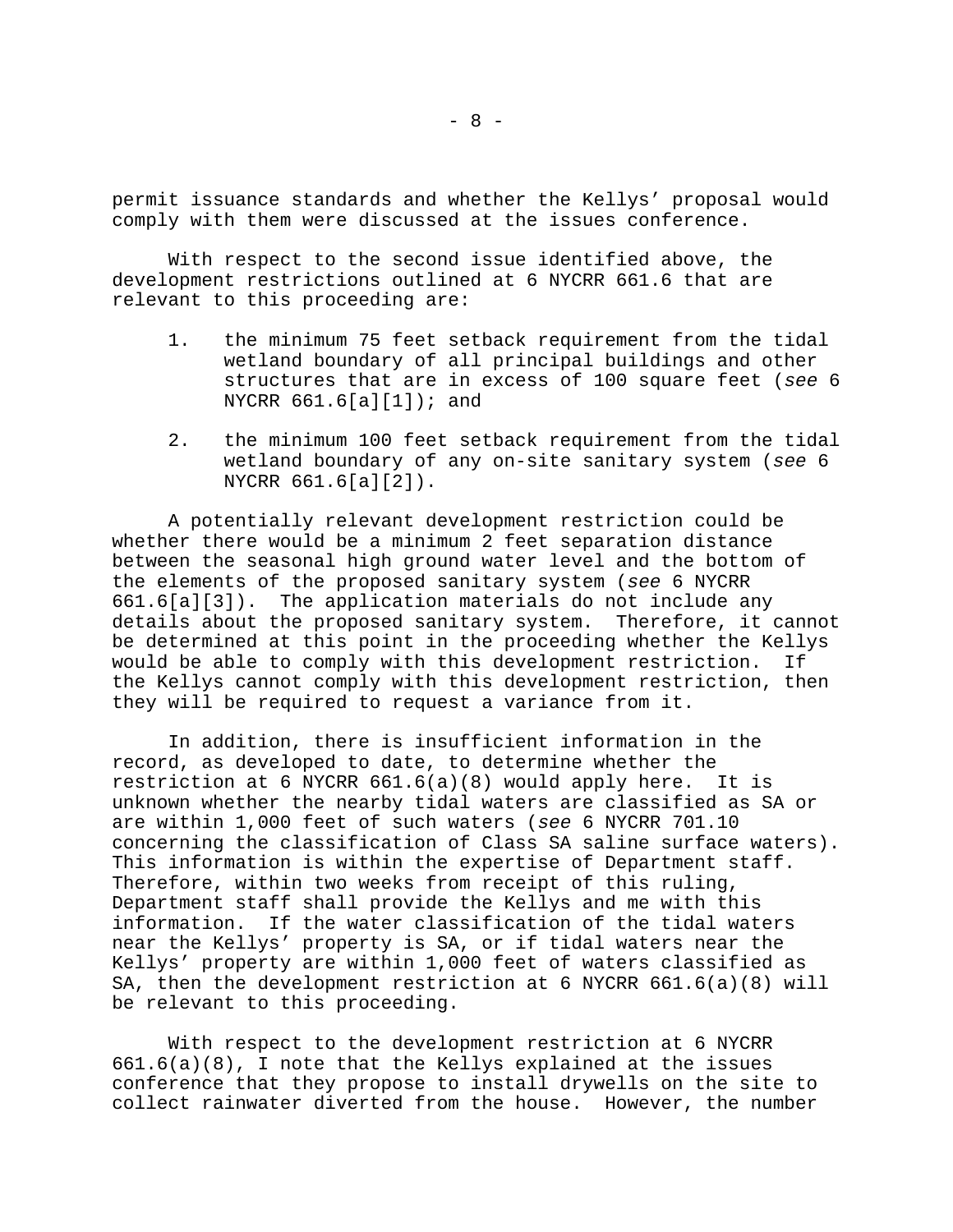permit issuance standards and whether the Kellys' proposal would comply with them were discussed at the issues conference.

With respect to the second issue identified above, the development restrictions outlined at 6 NYCRR 661.6 that are relevant to this proceeding are:

1. the minimum 75 feet setback requirement from the tidal wetland boundary of all principal buildings and other structures that are in excess of 100 square feet (*see* 6 NYCRR 661.6[a][1]); and

2. the minimum 100 feet setback requirement from the tidal wetland boundary of any on-site sanitary system (*see* 6 NYCRR 661.6[a][2]).

A potentially relevant development restriction could be whether there would be a minimum 2 feet separation distance between the seasonal high ground water level and the bottom of the elements of the proposed sanitary system (*see* 6 NYCRR 661.6[a][3]). The application materials do not include any details about the proposed sanitary system. Therefore, it cannot be determined at this point in the proceeding whether the Kellys would be able to comply with this development restriction. If the Kellys cannot comply with this development restriction, then they will be required to request a variance from it.

In addition, there is insufficient information in the record, as developed to date, to determine whether the restriction at 6 NYCRR 661.6(a)(8) would apply here. It is unknown whether the nearby tidal waters are classified as SA or are within 1,000 feet of such waters (*see* 6 NYCRR 701.10 concerning the classification of Class SA saline surface waters). This information is within the expertise of Department staff. Therefore, within two weeks from receipt of this ruling, Department staff shall provide the Kellys and me with this information. If the water classification of the tidal waters near the Kellys' property is SA, or if tidal waters near the Kellys' property are within 1,000 feet of waters classified as SA, then the development restriction at 6 NYCRR 661.6(a)(8) will be relevant to this proceeding.

With respect to the development restriction at 6 NYCRR 661.6(a)(8), I note that the Kellys explained at the issues conference that they propose to install drywells on the site to collect rainwater diverted from the house. However, the number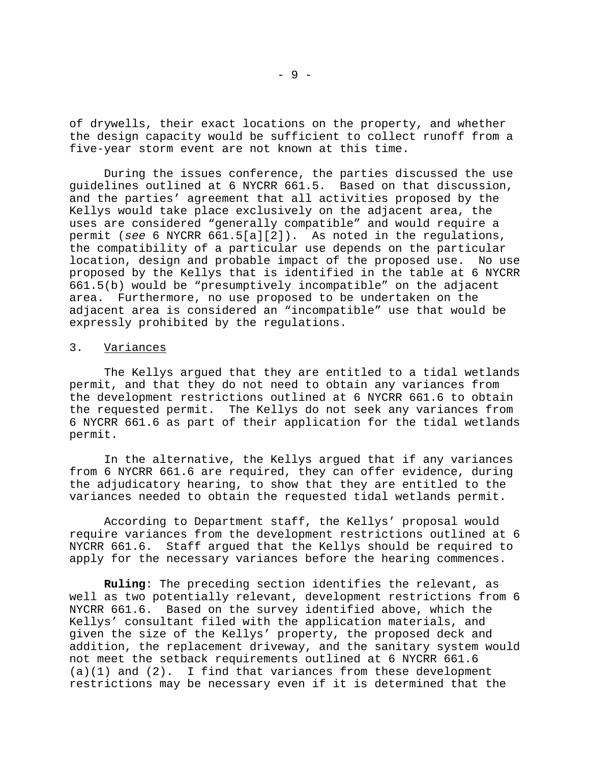of drywells, their exact locations on the property, and whether the design capacity would be sufficient to collect runoff from a five-year storm event are not known at this time.

During the issues conference, the parties discussed the use guidelines outlined at 6 NYCRR 661.5. Based on that discussion, and the parties' agreement that all activities proposed by the Kellys would take place exclusively on the adjacent area, the uses are considered "generally compatible" and would require a permit (*see* 6 NYCRR 661.5[a][2]). As noted in the regulations, the compatibility of a particular use depends on the particular location, design and probable impact of the proposed use. No use proposed by the Kellys that is identified in the table at 6 NYCRR 661.5(b) would be "presumptively incompatible" on the adjacent area. Furthermore, no use proposed to be undertaken on the adjacent area is considered an "incompatible" use that would be expressly prohibited by the regulations.

### 3. Variances

The Kellys argued that they are entitled to a tidal wetlands permit, and that they do not need to obtain any variances from the development restrictions outlined at 6 NYCRR 661.6 to obtain the requested permit. The Kellys do not seek any variances from 6 NYCRR 661.6 as part of their application for the tidal wetlands permit.

In the alternative, the Kellys argued that if any variances from 6 NYCRR 661.6 are required, they can offer evidence, during the adjudicatory hearing, to show that they are entitled to the variances needed to obtain the requested tidal wetlands permit.

According to Department staff, the Kellys' proposal would require variances from the development restrictions outlined at 6 NYCRR 661.6. Staff argued that the Kellys should be required to apply for the necessary variances before the hearing commences.

**Ruling**: The preceding section identifies the relevant, as well as two potentially relevant, development restrictions from 6 NYCRR 661.6. Based on the survey identified above, which the Kellys' consultant filed with the application materials, and given the size of the Kellys' property, the proposed deck and addition, the replacement driveway, and the sanitary system would not meet the setback requirements outlined at 6 NYCRR 661.6 (a)(1) and (2). I find that variances from these development restrictions may be necessary even if it is determined that the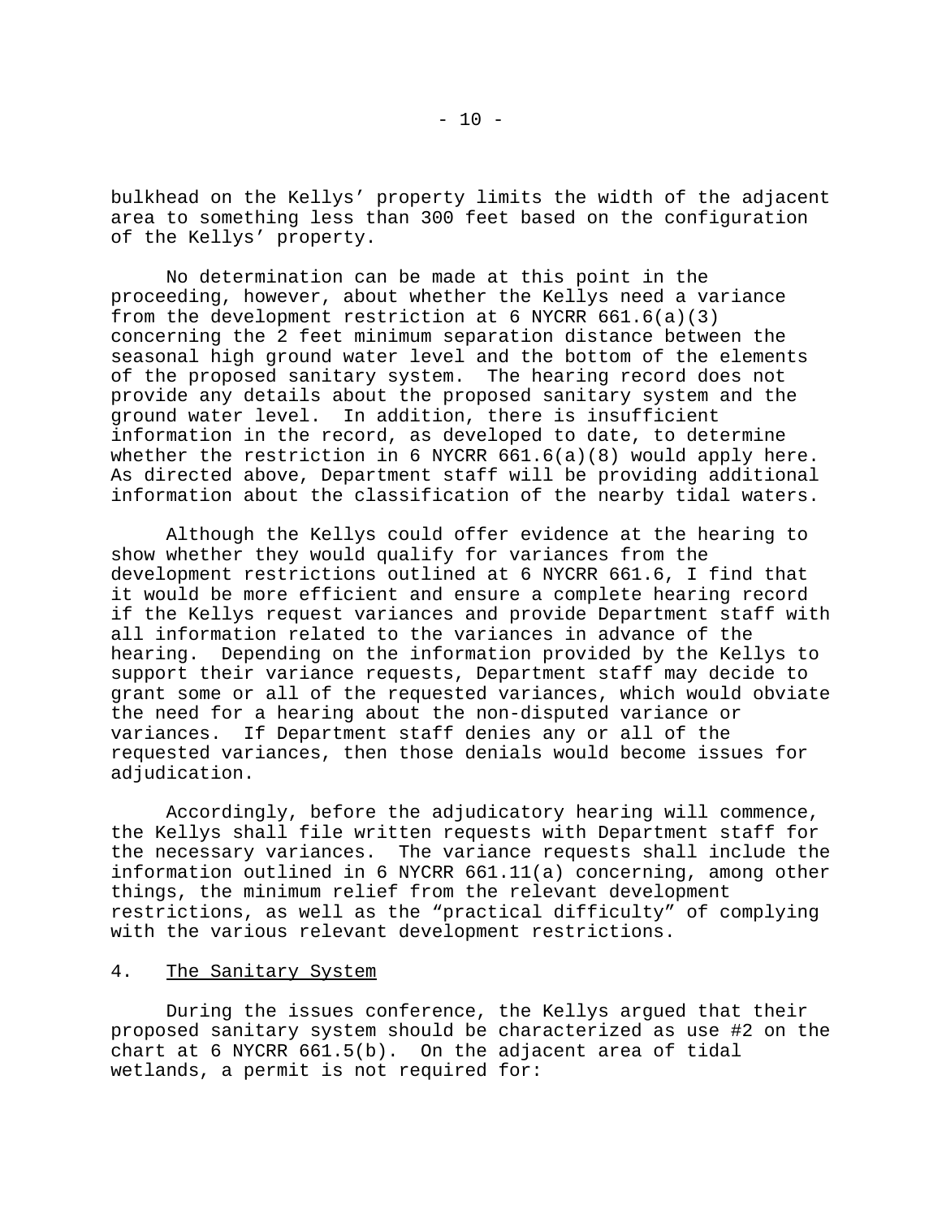bulkhead on the Kellys' property limits the width of the adjacent area to something less than 300 feet based on the configuration of the Kellys' property.

No determination can be made at this point in the proceeding, however, about whether the Kellys need a variance from the development restriction at 6 NYCRR 661.6(a)(3) concerning the 2 feet minimum separation distance between the seasonal high ground water level and the bottom of the elements of the proposed sanitary system. The hearing record does not provide any details about the proposed sanitary system and the ground water level. In addition, there is insufficient information in the record, as developed to date, to determine whether the restriction in 6 NYCRR 661.6(a)(8) would apply here. As directed above, Department staff will be providing additional information about the classification of the nearby tidal waters.

Although the Kellys could offer evidence at the hearing to show whether they would qualify for variances from the development restrictions outlined at 6 NYCRR 661.6, I find that it would be more efficient and ensure a complete hearing record if the Kellys request variances and provide Department staff with all information related to the variances in advance of the hearing. Depending on the information provided by the Kellys to support their variance requests, Department staff may decide to grant some or all of the requested variances, which would obviate the need for a hearing about the non-disputed variance or variances. If Department staff denies any or all of the requested variances, then those denials would become issues for adjudication.

Accordingly, before the adjudicatory hearing will commence, the Kellys shall file written requests with Department staff for the necessary variances. The variance requests shall include the information outlined in 6 NYCRR 661.11(a) concerning, among other things, the minimum relief from the relevant development restrictions, as well as the "practical difficulty" of complying with the various relevant development restrictions.

4. <u>The Sanitary System</u>

During the issues conference, the Kellys argued that their proposed sanitary system should be characterized as use #2 on the chart at 6 NYCRR 661.5(b). On the adjacent area of tidal wetlands, a permit is not required for: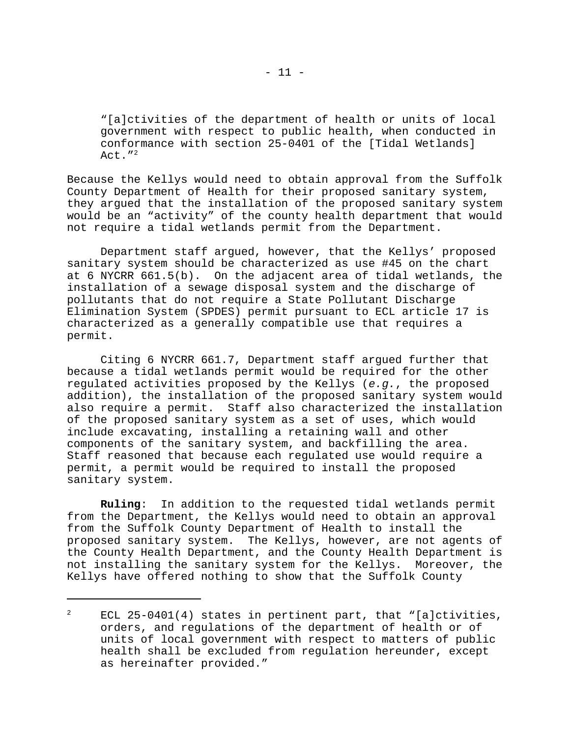> "[a]ctivities of the department of health or units of local government with respect to public health, when conducted in conformance with section 25-0401 of the [Tidal Wetlands] Act."[2]

Because the Kellys would need to obtain approval from the Suffolk County Department of Health for their proposed sanitary system, they argued that the installation of the proposed sanitary system would be an "activity" of the county health department that would not require a tidal wetlands permit from the Department.

Department staff argued, however, that the Kellys' proposed sanitary system should be characterized as use #45 on the chart at 6 NYCRR 661.5(b). On the adjacent area of tidal wetlands, the installation of a sewage disposal system and the discharge of pollutants that do not require a State Pollutant Discharge Elimination System (SPDES) permit pursuant to ECL article 17 is characterized as a generally compatible use that requires a permit.

Citing 6 NYCRR 661.7, Department staff argued further that because a tidal wetlands permit would be required for the other regulated activities proposed by the Kellys (*e.g.*, the proposed addition), the installation of the proposed sanitary system would also require a permit. Staff also characterized the installation of the proposed sanitary system as a set of uses, which would include excavating, installing a retaining wall and other components of the sanitary system, and backfilling the area. Staff reasoned that because each regulated use would require a permit, a permit would be required to install the proposed sanitary system.

**Ruling**: In addition to the requested tidal wetlands permit from the Department, the Kellys would need to obtain an approval from the Suffolk County Department of Health to install the proposed sanitary system. The Kellys, however, are not agents of the County Health Department, and the County Health Department is not installing the sanitary system for the Kellys. Moreover, the Kellys have offered nothing to show that the Suffolk County

---

[2] ECL 25-0401(4) states in pertinent part, that "[a]ctivities, orders, and regulations of the department of health or of units of local government with respect to matters of public health shall be excluded from regulation hereunder, except as hereinafter provided."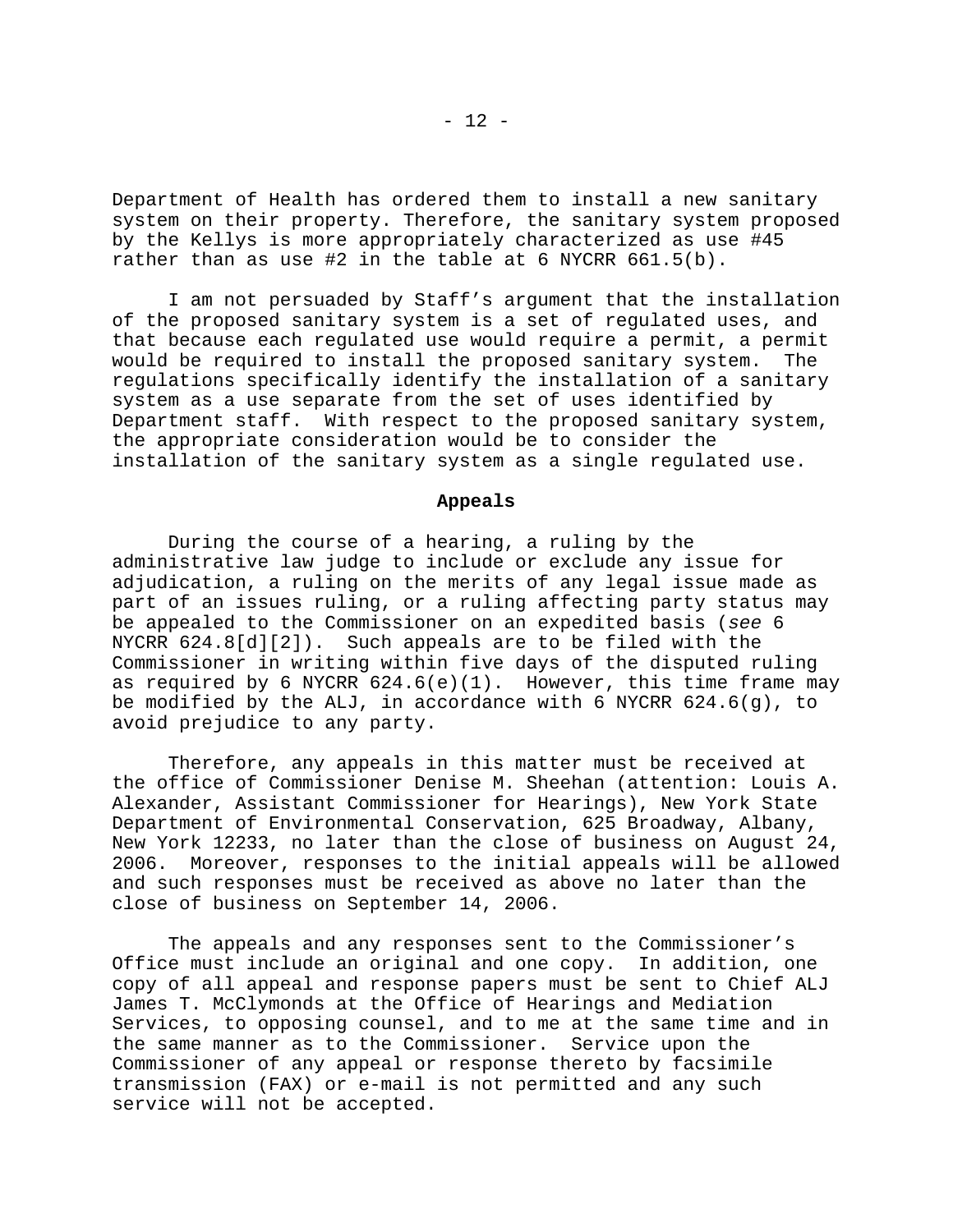Department of Health has ordered them to install a new sanitary system on their property. Therefore, the sanitary system proposed by the Kellys is more appropriately characterized as use #45 rather than as use #2 in the table at 6 NYCRR 661.5(b).

I am not persuaded by Staff's argument that the installation of the proposed sanitary system is a set of regulated uses, and that because each regulated use would require a permit, a permit would be required to install the proposed sanitary system. The regulations specifically identify the installation of a sanitary system as a use separate from the set of uses identified by Department staff. With respect to the proposed sanitary system, the appropriate consideration would be to consider the installation of the sanitary system as a single regulated use.

**Appeals**

During the course of a hearing, a ruling by the administrative law judge to include or exclude any issue for adjudication, a ruling on the merits of any legal issue made as part of an issues ruling, or a ruling affecting party status may be appealed to the Commissioner on an expedited basis (*see* 6 NYCRR 624.8[d][2]). Such appeals are to be filed with the Commissioner in writing within five days of the disputed ruling as required by 6 NYCRR 624.6(e)(1). However, this time frame may be modified by the ALJ, in accordance with 6 NYCRR 624.6(g), to avoid prejudice to any party.

Therefore, any appeals in this matter must be received at the office of Commissioner Denise M. Sheehan (attention: Louis A. Alexander, Assistant Commissioner for Hearings), New York State Department of Environmental Conservation, 625 Broadway, Albany, New York 12233, no later than the close of business on August 24, 2006. Moreover, responses to the initial appeals will be allowed and such responses must be received as above no later than the close of business on September 14, 2006.

The appeals and any responses sent to the Commissioner's Office must include an original and one copy. In addition, one copy of all appeal and response papers must be sent to Chief ALJ James T. McClymonds at the Office of Hearings and Mediation Services, to opposing counsel, and to me at the same time and in the same manner as to the Commissioner. Service upon the Commissioner of any appeal or response thereto by facsimile transmission (FAX) or e-mail is not permitted and any such service will not be accepted.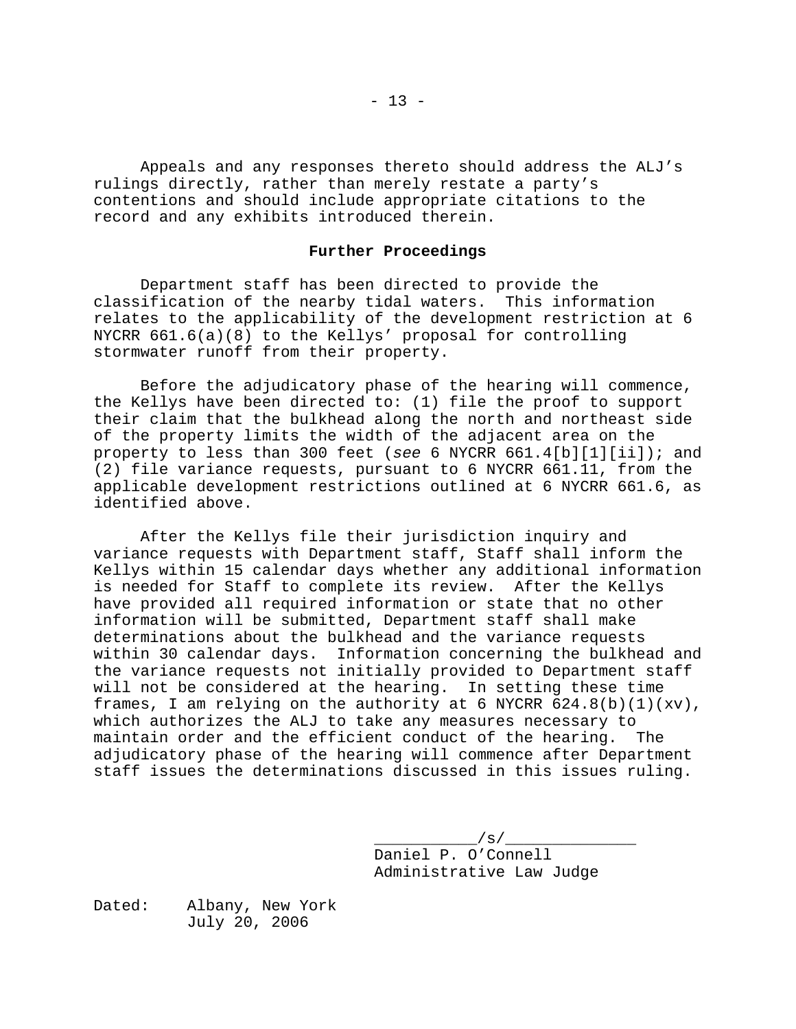Appeals and any responses thereto should address the ALJ's rulings directly, rather than merely restate a party's contentions and should include appropriate citations to the record and any exhibits introduced therein.

**Further Proceedings**

Department staff has been directed to provide the classification of the nearby tidal waters. This information relates to the applicability of the development restriction at 6 NYCRR 661.6(a)(8) to the Kellys' proposal for controlling stormwater runoff from their property.

Before the adjudicatory phase of the hearing will commence, the Kellys have been directed to: (1) file the proof to support their claim that the bulkhead along the north and northeast side of the property limits the width of the adjacent area on the property to less than 300 feet (*see* 6 NYCRR 661.4[b][1][ii]); and (2) file variance requests, pursuant to 6 NYCRR 661.11, from the applicable development restrictions outlined at 6 NYCRR 661.6, as identified above.

After the Kellys file their jurisdiction inquiry and variance requests with Department staff, Staff shall inform the Kellys within 15 calendar days whether any additional information is needed for Staff to complete its review. After the Kellys have provided all required information or state that no other information will be submitted, Department staff shall make determinations about the bulkhead and the variance requests within 30 calendar days. Information concerning the bulkhead and the variance requests not initially provided to Department staff will not be considered at the hearing. In setting these time frames, I am relying on the authority at 6 NYCRR 624.8(b)(1)(xv), which authorizes the ALJ to take any measures necessary to maintain order and the efficient conduct of the hearing. The adjudicatory phase of the hearing will commence after Department staff issues the determinations discussed in this issues ruling.

\_\_\_\_\_\_\_\_\_\_\_/s/\_\_\_\_\_\_\_\_\_\_\_\_\_
Daniel P. O'Connell
Administrative Law Judge

Dated: Albany, New York
July 20, 2006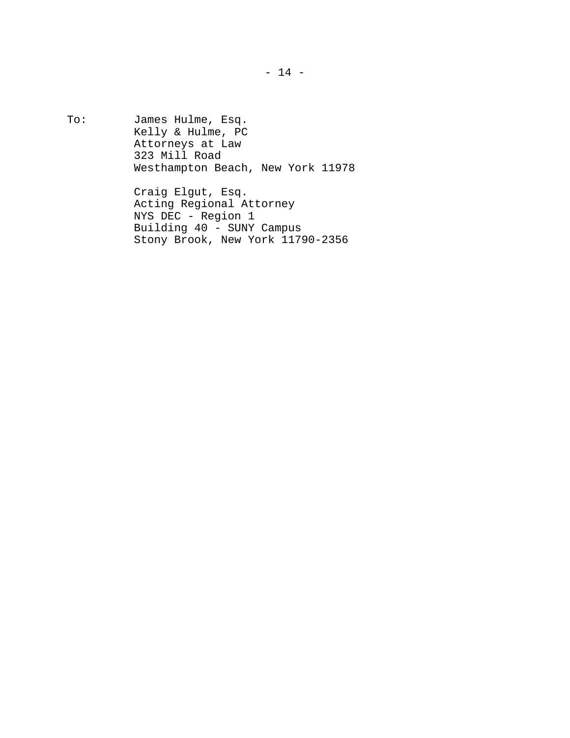To: James Hulme, Esq.
Kelly & Hulme, PC
Attorneys at Law
323 Mill Road
Westhampton Beach, New York 11978

Craig Elgut, Esq.
Acting Regional Attorney
NYS DEC - Region 1
Building 40 - SUNY Campus
Stony Brook, New York 11790-2356